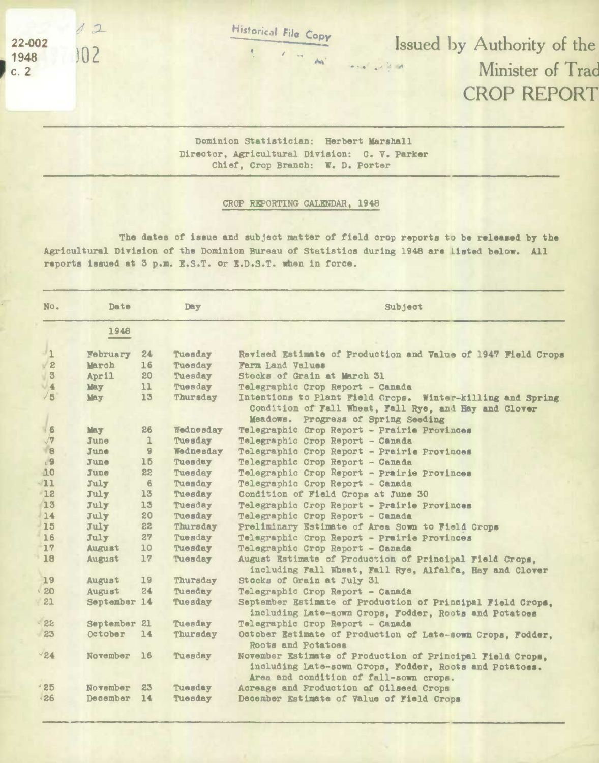22-002
1948
c. 2

Historical File Copy

Issued by Authority of the Minister of Trad

# CROP REPORT

Dominion Statistician: Herbert Marshall
Director, Agricultural Division: C. V. Parker
Chief, Crop Branch: W. D. Porter

## CROP REPORTING CALENDAR, 1948

The dates of issue and subject matter of field crop reports to be released by the Agricultural Division of the Dominion Bureau of Statistics during 1948 are listed below. All reports issued at 3 p.m. E.S.T. or E.D.S.T. when in force.

| No. | Date 1948 | | Day | Subject |
|---|---|---|---|---|
| 1 | February | 24 | Tuesday | Revised Estimate of Production and Value of 1947 Field Crops |
| 2 | March | 16 | Tuesday | Farm Land Values |
| 3 | April | 20 | Tuesday | Stocks of Grain at March 31 |
| 4 | May | 11 | Tuesday | Telegraphic Crop Report - Canada |
| 5 | May | 13 | Thursday | Intentions to Plant Field Crops. Winter-killing and Spring Condition of Fall Wheat, Fall Rye, and Hay and Clover Meadows. Progress of Spring Seeding |
| 6 | May | 26 | Wednesday | Telegraphic Crop Report - Prairie Provinces |
| 7 | June | 1 | Tuesday | Telegraphic Crop Report - Canada |
| 8 | June | 9 | Wednesday | Telegraphic Crop Report - Prairie Provinces |
| 9 | June | 15 | Tuesday | Telegraphic Crop Report - Canada |
| 10 | June | 22 | Tuesday | Telegraphic Crop Report - Prairie Provinces |
| 11 | July | 6 | Tuesday | Telegraphic Crop Report - Canada |
| 12 | July | 13 | Tuesday | Condition of Field Crops at June 30 |
| 13 | July | 13 | Tuesday | Telegraphic Crop Report - Prairie Provinces |
| 14 | July | 20 | Tuesday | Telegraphic Crop Report - Canada |
| 15 | July | 22 | Thursday | Preliminary Estimate of Area Sown to Field Crops |
| 16 | July | 27 | Tuesday | Telegraphic Crop Report - Prairie Provinces |
| 17 | August | 10 | Tuesday | Telegraphic Crop Report - Canada |
| 18 | August | 17 | Tuesday | August Estimate of Production of Principal Field Crops, including Fall Wheat, Fall Rye, Alfalfa, Hay and Clover |
| 19 | August | 19 | Thursday | Stocks of Grain at July 31 |
| 20 | August | 24 | Tuesday | Telegraphic Crop Report - Canada |
| 21 | September | 14 | Tuesday | September Estimate of Production of Principal Field Crops, including Late-sown Crops, Fodder, Roots and Potatoes |
| 22 | September | 21 | Tuesday | Telegraphic Crop Report - Canada |
| 23 | October | 14 | Thursday | October Estimate of Production of Late-sown Crops, Fodder, Roots and Potatoes |
| 24 | November | 16 | Tuesday | November Estimate of Production of Principal Field Crops, including Late-sown Crops, Fodder, Roots and Potatoes. Area and condition of fall-sown crops. |
| 25 | November | 23 | Tuesday | Acreage and Production of Oilseed Crops |
| 26 | December | 14 | Tuesday | December Estimate of Value of Field Crops |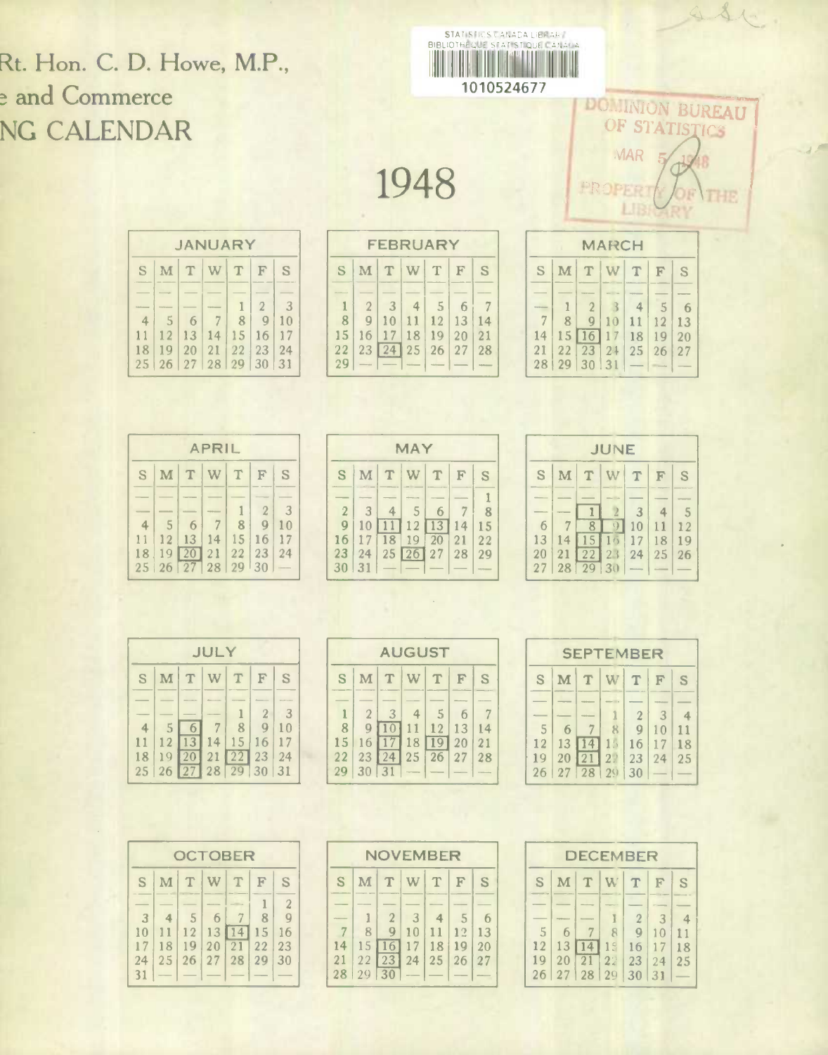Rt. Hon. C. D. Howe, M.P.,

e and Commerce

NG CALENDAR

STATISTICS CANADA LIBRARY
BIBLIOTHÈQUE STATISTIQUE CANADA
1010524677

DOMINION BUREAU OF STATISTICS
MAR 5 1948
PROPERTY OF THE LIBRARY

# 1948

**JANUARY**

| S | M | T | W | T | F | S |
|---|---|---|---|---|---|---|
| — | — | — | — | 1 | 2 | 3 |
| 4 | 5 | 6 | 7 | 8 | 9 | 10 |
| 11 | 12 | 13 | 14 | 15 | 16 | 17 |
| 18 | 19 | 20 | 21 | 22 | 23 | 24 |
| 25 | 26 | 27 | 28 | 29 | 30 | 31 |

**FEBRUARY**

| S | M | T | W | T | F | S |
|---|---|---|---|---|---|---|
| 1 | 2 | 3 | 4 | 5 | 6 | 7 |
| 8 | 9 | 10 | 11 | 12 | 13 | 14 |
| 15 | 16 | 17 | 18 | 19 | 20 | 21 |
| 22 | 23 | [24] | 25 | 26 | 27 | 28 |
| 29 | — | — | — | — | — | — |

**MARCH**

| S | M | T | W | T | F | S |
|---|---|---|---|---|---|---|
| — | 1 | 2 | 3 | 4 | 5 | 6 |
| 7 | 8 | 9 | 10 | 11 | 12 | 13 |
| 14 | 15 | [16] | 17 | 18 | 19 | 20 |
| 21 | 22 | 23 | 24 | 25 | 26 | 27 |
| 28 | 29 | 30 | 31 | — | — | — |

**APRIL**

| S | M | T | W | T | F | S |
|---|---|---|---|---|---|---|
| — | — | — | — | 1 | 2 | 3 |
| 4 | 5 | 6 | 7 | 8 | 9 | 10 |
| 11 | 12 | 13 | 14 | 15 | 16 | 17 |
| 18 | 19 | [20] | 21 | 22 | 23 | 24 |
| 25 | 26 | 27 | 28 | 29 | 30 | — |

**MAY**

| S | M | T | W | T | F | S |
|---|---|---|---|---|---|---|
| — | — | — | — | — | — | 1 |
| 2 | 3 | 4 | 5 | 6 | 7 | 8 |
| 9 | 10 | [11] | 12 | [13] | 14 | 15 |
| 16 | 17 | 18 | 19 | 20 | 21 | 22 |
| 23 | 24 | 25 | [26] | 27 | 28 | 29 |
| 30 | 31 | — | — | — | — | — |

**JUNE**

| S | M | T | W | T | F | S |
|---|---|---|---|---|---|---|
| — | — | [1] | 2 | 3 | 4 | 5 |
| 6 | 7 | [8] | 9 | 10 | 11 | 12 |
| 13 | 14 | [15] | 16 | 17 | 18 | 19 |
| 20 | 21 | [22] | 23 | 24 | 25 | 26 |
| 27 | 28 | 29 | 30 | — | — | — |

**JULY**

| S | M | T | W | T | F | S |
|---|---|---|---|---|---|---|
| — | — | — | — | 1 | 2 | 3 |
| 4 | 5 | [6] | 7 | 8 | 9 | 10 |
| 11 | 12 | [13] | 14 | 15 | 16 | 17 |
| 18 | 19 | [20] | 21 | [22] | 23 | 24 |
| 25 | 26 | [27] | 28 | 29 | 30 | 31 |

**AUGUST**

| S | M | T | W | T | F | S |
|---|---|---|---|---|---|---|
| 1 | 2 | 3 | 4 | 5 | 6 | 7 |
| 8 | 9 | [10] | 11 | 12 | 13 | 14 |
| 15 | 16 | [17] | 18 | [19] | 20 | 21 |
| 22 | 23 | [24] | 25 | 26 | 27 | 28 |
| 29 | 30 | 31 | — | — | — | — |

**SEPTEMBER**

| S | M | T | W | T | F | S |
|---|---|---|---|---|---|---|
| — | — | — | 1 | 2 | 3 | 4 |
| 5 | 6 | 7 | 8 | 9 | 10 | 11 |
| 12 | 13 | [14] | 15 | 16 | 17 | 18 |
| 19 | 20 | [21] | 22 | 23 | 24 | 25 |
| 26 | 27 | 28 | 29 | 30 | — | — |

**OCTOBER**

| S | M | T | W | T | F | S |
|---|---|---|---|---|---|---|
| — | — | — | — | — | 1 | 2 |
| 3 | 4 | 5 | 6 | 7 | 8 | 9 |
| 10 | 11 | 12 | 13 | [14] | 15 | 16 |
| 17 | 18 | 19 | 20 | 21 | 22 | 23 |
| 24 | 25 | 26 | 27 | 28 | 29 | 30 |
| 31 | — | — | — | — | — | — |

**NOVEMBER**

| S | M | T | W | T | F | S |
|---|---|---|---|---|---|---|
| — | 1 | 2 | 3 | 4 | 5 | 6 |
| 7 | 8 | 9 | 10 | 11 | 12 | 13 |
| 14 | 15 | [16] | 17 | 18 | 19 | 20 |
| 21 | 22 | [23] | 24 | 25 | 26 | 27 |
| 28 | 29 | 30 | — | — | — | — |

**DECEMBER**

| S | M | T | W | T | F | S |
|---|---|---|---|---|---|---|
| — | — | — | 1 | 2 | 3 | 4 |
| 5 | 6 | 7 | 8 | 9 | 10 | 11 |
| 12 | 13 | [14] | 15 | 16 | 17 | 18 |
| 19 | 20 | 21 | 22 | 23 | 24 | 25 |
| 26 | 27 | 28 | 29 | 30 | 31 | — |